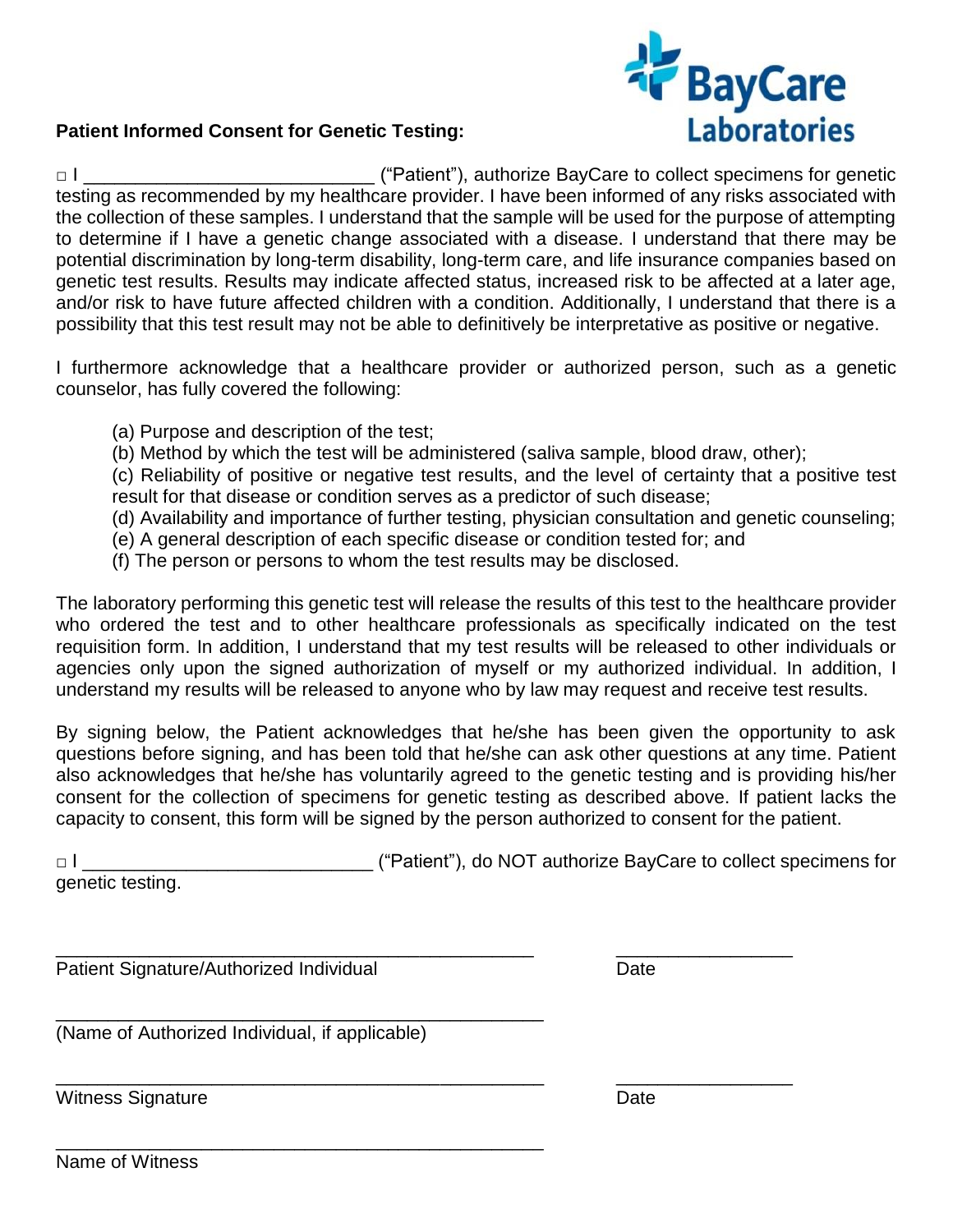**Patient Informed Consent for Genetic Testing:**

□ I ___________________________ ("Patient"), authorize BayCare to collect specimens for genetic testing as recommended by my healthcare provider. I have been informed of any risks associated with the collection of these samples. I understand that the sample will be used for the purpose of attempting to determine if I have a genetic change associated with a disease. I understand that there may be potential discrimination by long-term disability, long-term care, and life insurance companies based on genetic test results. Results may indicate affected status, increased risk to be affected at a later age, and/or risk to have future affected children with a condition. Additionally, I understand that there is a possibility that this test result may not be able to definitively be interpretative as positive or negative.

I furthermore acknowledge that a healthcare provider or authorized person, such as a genetic counselor, has fully covered the following:

(a) Purpose and description of the test;
(b) Method by which the test will be administered (saliva sample, blood draw, other);
(c) Reliability of positive or negative test results, and the level of certainty that a positive test result for that disease or condition serves as a predictor of such disease;
(d) Availability and importance of further testing, physician consultation and genetic counseling;
(e) A general description of each specific disease or condition tested for; and
(f) The person or persons to whom the test results may be disclosed.

The laboratory performing this genetic test will release the results of this test to the healthcare provider who ordered the test and to other healthcare professionals as specifically indicated on the test requisition form. In addition, I understand that my test results will be released to other individuals or agencies only upon the signed authorization of myself or my authorized individual. In addition, I understand my results will be released to anyone who by law may request and receive test results.

By signing below, the Patient acknowledges that he/she has been given the opportunity to ask questions before signing, and has been told that he/she can ask other questions at any time. Patient also acknowledges that he/she has voluntarily agreed to the genetic testing and is providing his/her consent for the collection of specimens for genetic testing as described above. If patient lacks the capacity to consent, this form will be signed by the person authorized to consent for the patient.

□ I ___________________________ ("Patient"), do NOT authorize BayCare to collect specimens for genetic testing.

_____________________________________________ _________________
Patient Signature/Authorized Individual Date

_____________________________________________
(Name of Authorized Individual, if applicable)

_____________________________________________ _________________
Witness Signature Date

_____________________________________________
Name of Witness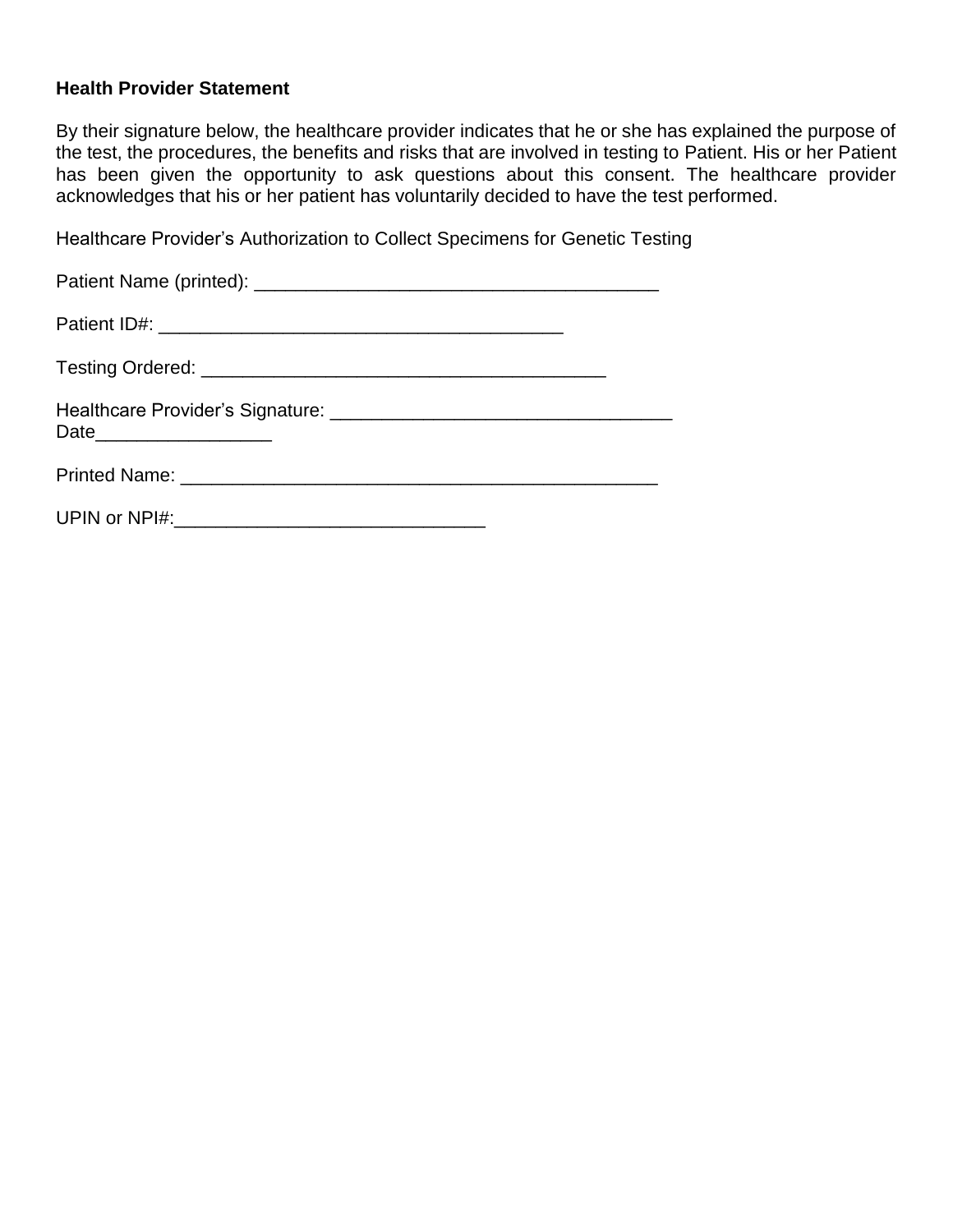**Health Provider Statement**

By their signature below, the healthcare provider indicates that he or she has explained the purpose of the test, the procedures, the benefits and risks that are involved in testing to Patient. His or her Patient has been given the opportunity to ask questions about this consent. The healthcare provider acknowledges that his or her patient has voluntarily decided to have the test performed.

Healthcare Provider's Authorization to Collect Specimens for Genetic Testing

Patient Name (printed): _______________________________________

Patient ID#: _______________________________________

Testing Ordered: _______________________________________

Healthcare Provider's Signature: _________________________________
Date_________________

Printed Name: _______________________________________________

UPIN or NPI#:______________________________